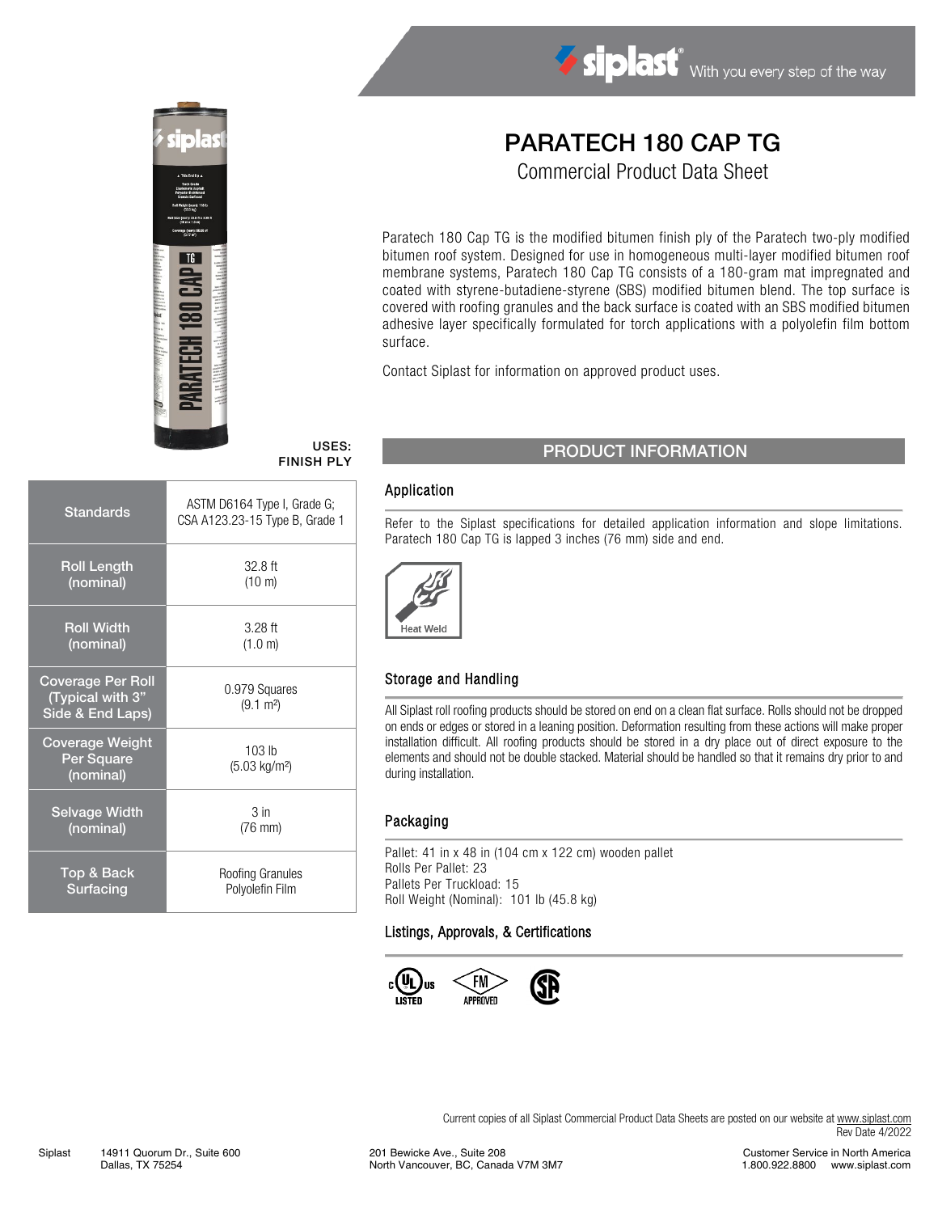# PARATECH 180 CAP TG

Commercial Product Data Sheet

Paratech 180 Cap TG is the modified bitumen finish ply of the Paratech two-ply modified bitumen roof system. Designed for use in homogeneous multi-layer modified bitumen roof membrane systems, Paratech 180 Cap TG consists of a 180-gram mat impregnated and coated with styrene-butadiene-styrene (SBS) modified bitumen blend. The top surface is covered with roofing granules and the back surface is coated with an SBS modified bitumen adhesive layer specifically formulated for torch applications with a polyolefin film bottom surface.

Contact Siplast for information on approved product uses.

**USES: FINISH PLY**

| | |
|---|---|
| Standards | ASTM D6164 Type I, Grade G; CSA A123.23-15 Type B, Grade 1 |
| Roll Length (nominal) | 32.8 ft (10 m) |
| Roll Width (nominal) | 3.28 ft (1.0 m) |
| Coverage Per Roll (Typical with 3" Side & End Laps) | 0.979 Squares (9.1 m²) |
| Coverage Weight Per Square (nominal) | 103 lb (5.03 kg/m²) |
| Selvage Width (nominal) | 3 in (76 mm) |
| Top & Back Surfacing | Roofing Granules Polyolefin Film |

## PRODUCT INFORMATION

### Application

Refer to the Siplast specifications for detailed application information and slope limitations. Paratech 180 Cap TG is lapped 3 inches (76 mm) side and end.

Heat Weld

### Storage and Handling

All Siplast roll roofing products should be stored on end on a clean flat surface. Rolls should not be dropped on ends or edges or stored in a leaning position. Deformation resulting from these actions will make proper installation difficult. All roofing products should be stored in a dry place out of direct exposure to the elements and should not be double stacked. Material should be handled so that it remains dry prior to and during installation.

### Packaging

Pallet: 41 in x 48 in (104 cm x 122 cm) wooden pallet
Rolls Per Pallet: 23
Pallets Per Truckload: 15
Roll Weight (Nominal): 101 lb (45.8 kg)

### Listings, Approvals, & Certifications

c UL us LISTED · FM APPROVED · CSA

Current copies of all Siplast Commercial Product Data Sheets are posted on our website at www.siplast.com
Rev Date 4/2022

Siplast 14911 Quorum Dr., Suite 600 Dallas, TX 75254 | 201 Bewicke Ave., Suite 208 North Vancouver, BC, Canada V7M 3M7 | Customer Service in North America 1.800.922.8800 www.siplast.com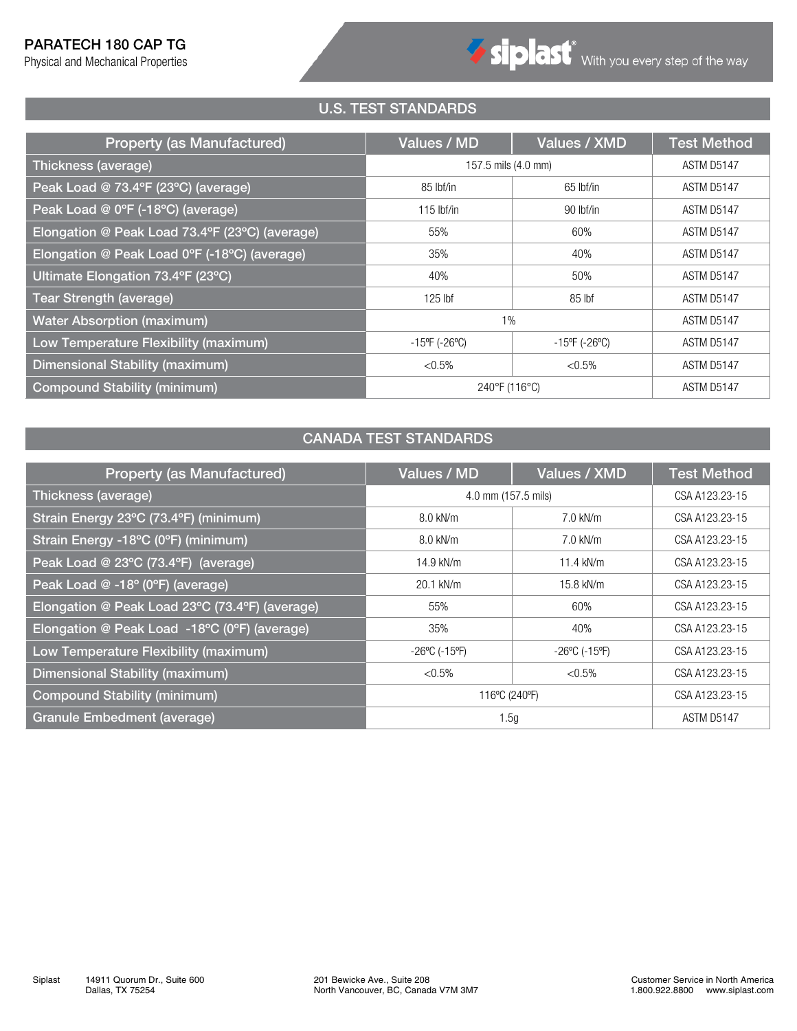# PARATECH 180 CAP TG

Physical and Mechanical Properties

## U.S. TEST STANDARDS

| Property (as Manufactured) | Values / MD | Values / XMD | Test Method |
|---|---|---|---|
| Thickness (average) | 157.5 mils (4.0 mm) | | ASTM D5147 |
| Peak Load @ 73.4ºF (23ºC) (average) | 85 lbf/in | 65 lbf/in | ASTM D5147 |
| Peak Load @ 0ºF (-18ºC) (average) | 115 lbf/in | 90 lbf/in | ASTM D5147 |
| Elongation @ Peak Load 73.4ºF (23ºC) (average) | 55% | 60% | ASTM D5147 |
| Elongation @ Peak Load 0ºF (-18ºC) (average) | 35% | 40% | ASTM D5147 |
| Ultimate Elongation 73.4ºF (23ºC) | 40% | 50% | ASTM D5147 |
| Tear Strength (average) | 125 lbf | 85 lbf | ASTM D5147 |
| Water Absorption (maximum) | 1% | | ASTM D5147 |
| Low Temperature Flexibility (maximum) | -15ºF (-26ºC) | -15ºF (-26ºC) | ASTM D5147 |
| Dimensional Stability (maximum) | <0.5% | <0.5% | ASTM D5147 |
| Compound Stability (minimum) | 240°F (116°C) | | ASTM D5147 |

## CANADA TEST STANDARDS

| Property (as Manufactured) | Values / MD | Values / XMD | Test Method |
|---|---|---|---|
| Thickness (average) | 4.0 mm (157.5 mils) | | CSA A123.23-15 |
| Strain Energy 23ºC (73.4ºF) (minimum) | 8.0 kN/m | 7.0 kN/m | CSA A123.23-15 |
| Strain Energy -18ºC (0ºF) (minimum) | 8.0 kN/m | 7.0 kN/m | CSA A123.23-15 |
| Peak Load @ 23ºC (73.4ºF) (average) | 14.9 kN/m | 11.4 kN/m | CSA A123.23-15 |
| Peak Load @ -18º (0ºF) (average) | 20.1 kN/m | 15.8 kN/m | CSA A123.23-15 |
| Elongation @ Peak Load 23ºC (73.4ºF) (average) | 55% | 60% | CSA A123.23-15 |
| Elongation @ Peak Load -18ºC (0ºF) (average) | 35% | 40% | CSA A123.23-15 |
| Low Temperature Flexibility (maximum) | -26ºC (-15ºF) | -26ºC (-15ºF) | CSA A123.23-15 |
| Dimensional Stability (maximum) | <0.5% | <0.5% | CSA A123.23-15 |
| Compound Stability (minimum) | 116ºC (240ºF) | | CSA A123.23-15 |
| Granule Embedment (average) | 1.5g | | ASTM D5147 |

Siplast 14911 Quorum Dr., Suite 600 Dallas, TX 75254

201 Bewicke Ave., Suite 208 North Vancouver, BC, Canada V7M 3M7

Customer Service in North America 1.800.922.8800 www.siplast.com